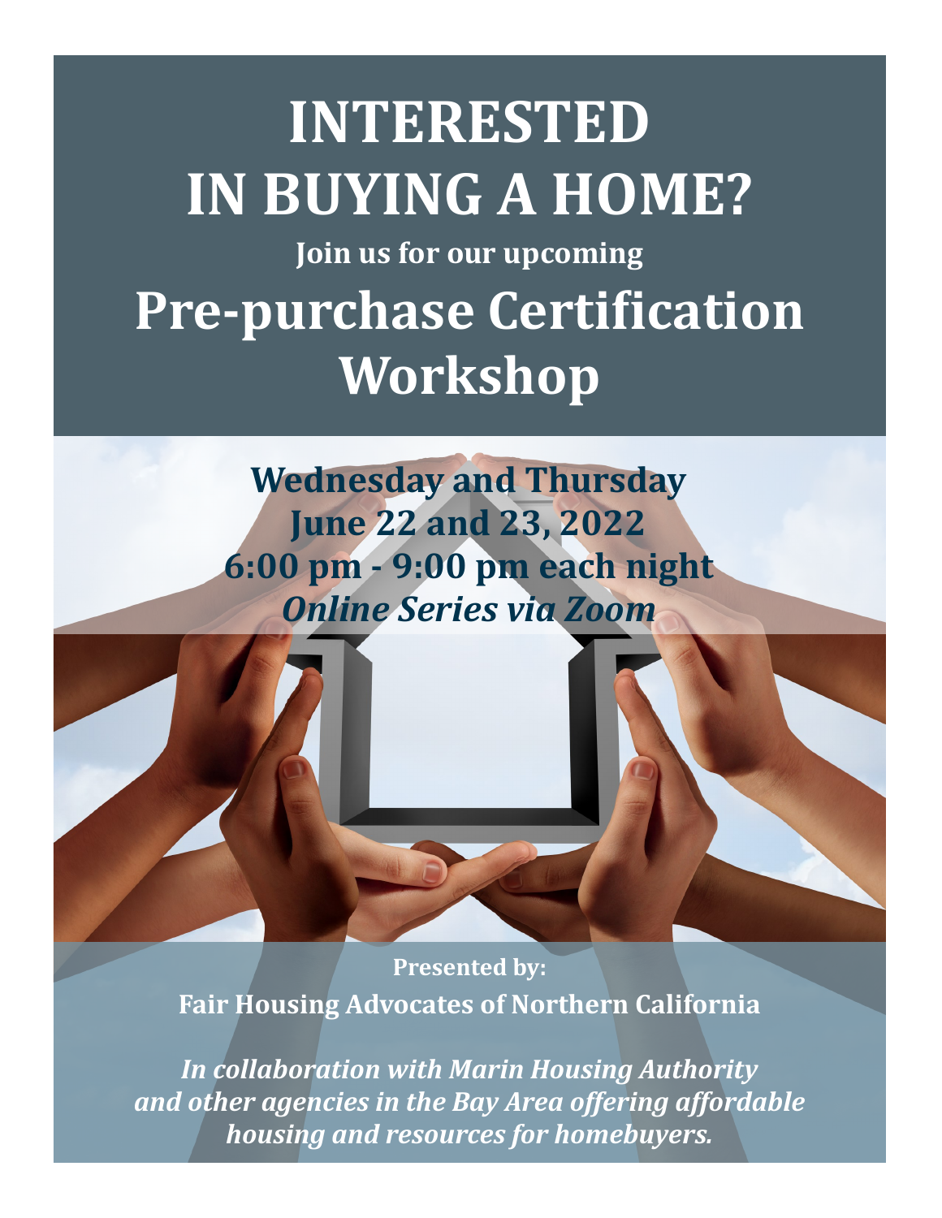# INTERESTED IN BUYING A HOME?

**Join us for our upcoming**

# Pre-purchase Certification Workshop

**Wednesday and Thursday**
**June 22 and 23, 2022**
**6:00 pm - 9:00 pm each night**
***Online Series via Zoom***

**Presented by:**
**Fair Housing Advocates of Northern California**

***In collaboration with Marin Housing Authority and other agencies in the Bay Area offering affordable housing and resources for homebuyers.***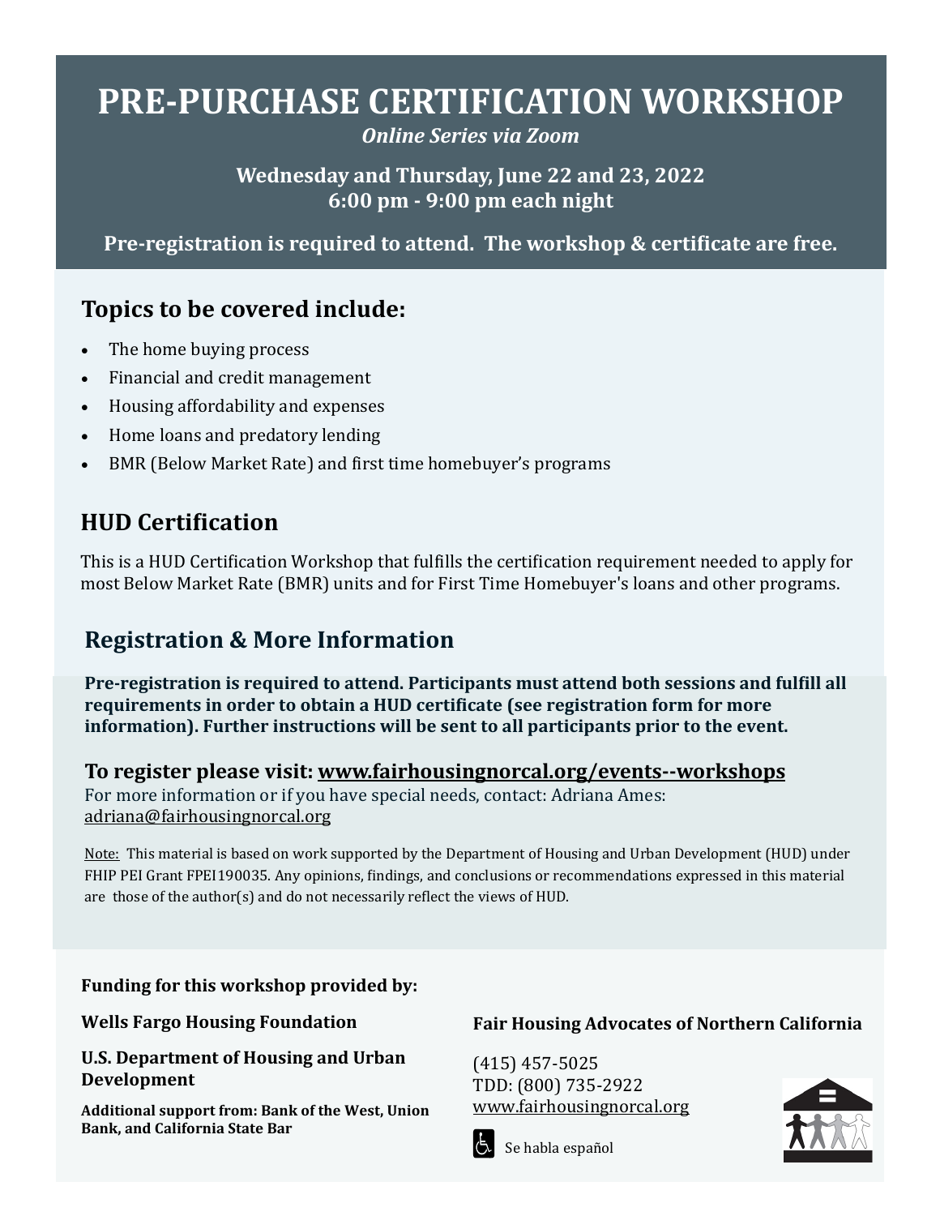# PRE-PURCHASE CERTIFICATION WORKSHOP

*Online Series via Zoom*

**Wednesday and Thursday, June 22 and 23, 2022**
**6:00 pm - 9:00 pm each night**

**Pre-registration is required to attend. The workshop & certificate are free.**

## Topics to be covered include:

- The home buying process
- Financial and credit management
- Housing affordability and expenses
- Home loans and predatory lending
- BMR (Below Market Rate) and first time homebuyer's programs

## HUD Certification

This is a HUD Certification Workshop that fulfills the certification requirement needed to apply for most Below Market Rate (BMR) units and for First Time Homebuyer's loans and other programs.

## Registration & More Information

**Pre-registration is required to attend. Participants must attend both sessions and fulfill all requirements in order to obtain a HUD certificate (see registration form for more information). Further instructions will be sent to all participants prior to the event.**

**To register please visit: www.fairhousingnorcal.org/events--workshops**
For more information or if you have special needs, contact: Adriana Ames: adriana@fairhousingnorcal.org

Note: This material is based on work supported by the Department of Housing and Urban Development (HUD) under FHIP PEI Grant FPEI190035. Any opinions, findings, and conclusions or recommendations expressed in this material are those of the author(s) and do not necessarily reflect the views of HUD.

**Funding for this workshop provided by:**

**Wells Fargo Housing Foundation**

**U.S. Department of Housing and Urban Development**

**Additional support from: Bank of the West, Union Bank, and California State Bar**

**Fair Housing Advocates of Northern California**

(415) 457-5025
TDD: (800) 735-2922
www.fairhousingnorcal.org

Se habla español